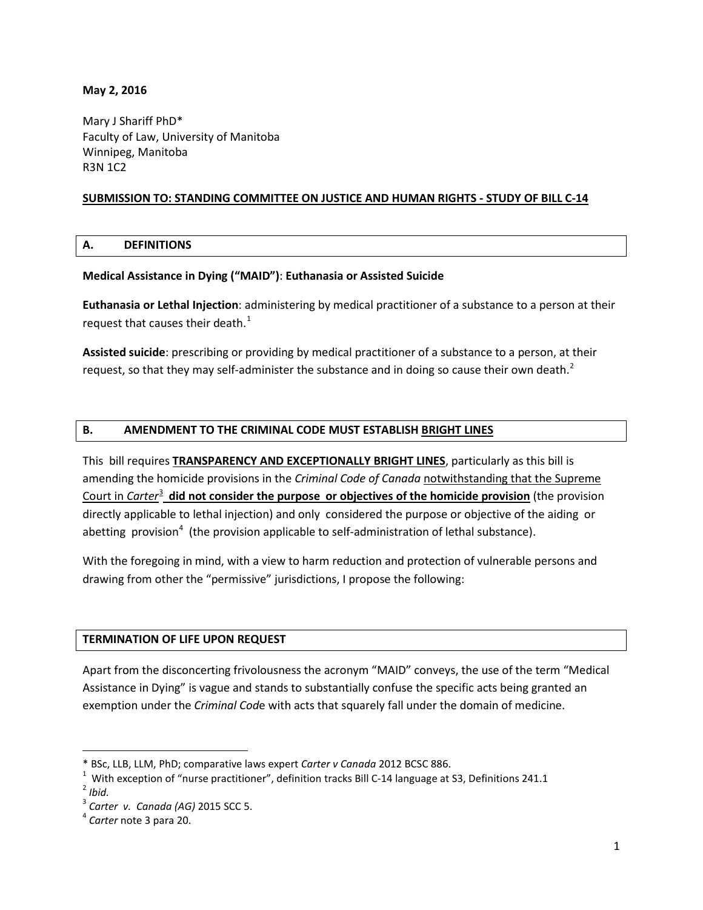**May 2, 2016**

Mary J Shariff PhD*
Faculty of Law, University of Manitoba
Winnipeg, Manitoba
R3N 1C2

**SUBMISSION TO: STANDING COMMITTEE ON JUSTICE AND HUMAN RIGHTS - STUDY OF BILL C-14**

## A. DEFINITIONS

**Medical Assistance in Dying ("MAID")**: **Euthanasia or Assisted Suicide**

**Euthanasia or Lethal Injection**: administering by medical practitioner of a substance to a person at their request that causes their death.[1]

**Assisted suicide**: prescribing or providing by medical practitioner of a substance to a person, at their request, so that they may self-administer the substance and in doing so cause their own death.[2]

## B. AMENDMENT TO THE CRIMINAL CODE MUST ESTABLISH BRIGHT LINES

This bill requires **TRANSPARENCY AND EXCEPTIONALLY BRIGHT LINES**, particularly as this bill is amending the homicide provisions in the *Criminal Code of Canada* notwithstanding that the Supreme Court in *Carter*[3] **did not consider the purpose or objectives of the homicide provision** (the provision directly applicable to lethal injection) and only considered the purpose or objective of the aiding or abetting provision[4] (the provision applicable to self-administration of lethal substance).

With the foregoing in mind, with a view to harm reduction and protection of vulnerable persons and drawing from other the "permissive" jurisdictions, I propose the following:

## TERMINATION OF LIFE UPON REQUEST

Apart from the disconcerting frivolousness the acronym "MAID" conveys, the use of the term "Medical Assistance in Dying" is vague and stands to substantially confuse the specific acts being granted an exemption under the *Criminal Code* with acts that squarely fall under the domain of medicine.

---

* BSc, LLB, LLM, PhD; comparative laws expert *Carter v Canada* 2012 BCSC 886.

[1] With exception of "nurse practitioner", definition tracks Bill C-14 language at S3, Definitions 241.1

[2] *Ibid.*

[3] *Carter v. Canada (AG)* 2015 SCC 5.

[4] *Carter* note 3 para 20.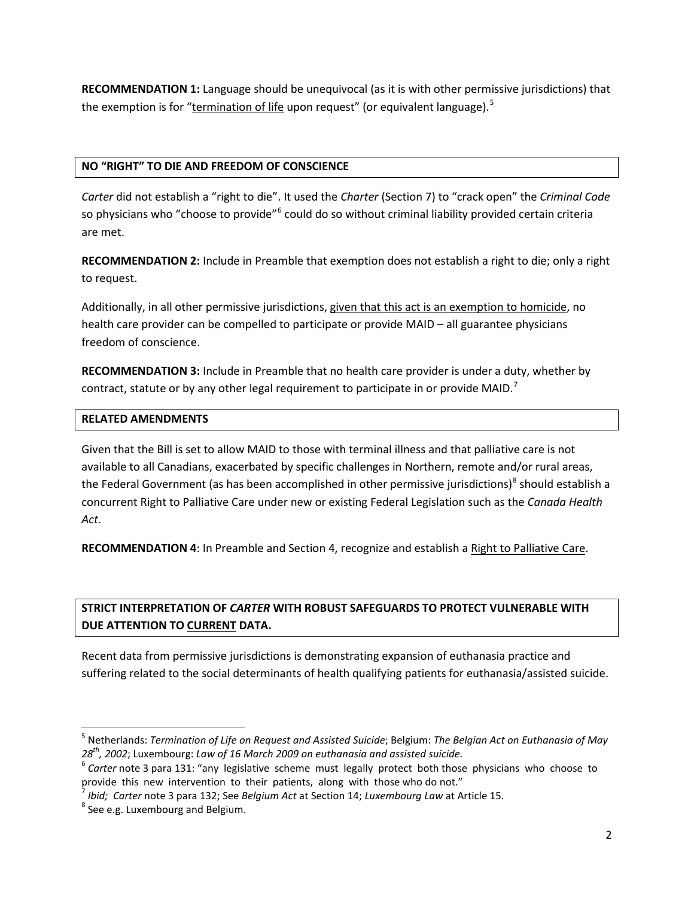**RECOMMENDATION 1:** Language should be unequivocal (as it is with other permissive jurisdictions) that the exemption is for "<u>termination of life</u> upon request" (or equivalent language).[5]

## NO "RIGHT" TO DIE AND FREEDOM OF CONSCIENCE

*Carter* did not establish a "right to die". It used the *Charter* (Section 7) to "crack open" the *Criminal Code* so physicians who "choose to provide"[6] could do so without criminal liability provided certain criteria are met.

**RECOMMENDATION 2:** Include in Preamble that exemption does not establish a right to die; only a right to request.

Additionally, in all other permissive jurisdictions, <u>given that this act is an exemption to homicide</u>, no health care provider can be compelled to participate or provide MAID – all guarantee physicians freedom of conscience.

**RECOMMENDATION 3:** Include in Preamble that no health care provider is under a duty, whether by contract, statute or by any other legal requirement to participate in or provide MAID.[7]

## RELATED AMENDMENTS

Given that the Bill is set to allow MAID to those with terminal illness and that palliative care is not available to all Canadians, exacerbated by specific challenges in Northern, remote and/or rural areas, the Federal Government (as has been accomplished in other permissive jurisdictions)[8] should establish a concurrent Right to Palliative Care under new or existing Federal Legislation such as the *Canada Health Act*.

**RECOMMENDATION 4**: In Preamble and Section 4, recognize and establish a <u>Right to Palliative Care</u>.

## STRICT INTERPRETATION OF *CARTER* WITH ROBUST SAFEGUARDS TO PROTECT VULNERABLE WITH DUE ATTENTION TO <u>CURRENT</u> DATA.

Recent data from permissive jurisdictions is demonstrating expansion of euthanasia practice and suffering related to the social determinants of health qualifying patients for euthanasia/assisted suicide.

---

[5] Netherlands: *Termination of Life on Request and Assisted Suicide*; Belgium: *The Belgian Act on Euthanasia of May 28th, 2002*; Luxembourg: *Law of 16 March 2009 on euthanasia and assisted suicide.*

[6] *Carter* note 3 para 131: "any legislative scheme must legally protect both those physicians who choose to provide this new intervention to their patients, along with those who do not."

[7] *Ibid; Carter* note 3 para 132; See *Belgium Act* at Section 14; *Luxembourg Law* at Article 15.

[8] See e.g. Luxembourg and Belgium.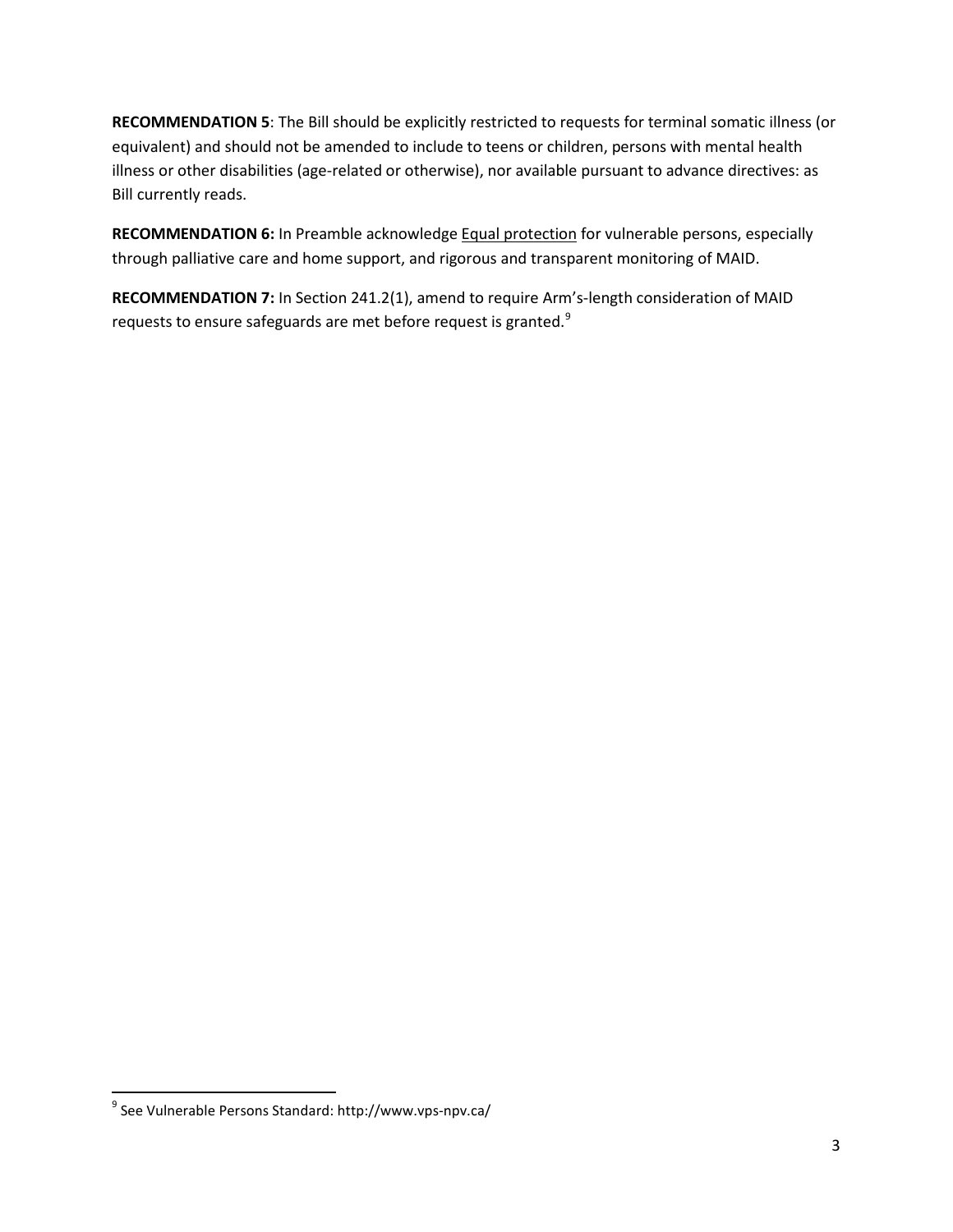**RECOMMENDATION 5**: The Bill should be explicitly restricted to requests for terminal somatic illness (or equivalent) and should not be amended to include to teens or children, persons with mental health illness or other disabilities (age-related or otherwise), nor available pursuant to advance directives: as Bill currently reads.

**RECOMMENDATION 6:** In Preamble acknowledge <u>Equal protection</u> for vulnerable persons, especially through palliative care and home support, and rigorous and transparent monitoring of MAID.

**RECOMMENDATION 7:** In Section 241.2(1), amend to require Arm's-length consideration of MAID requests to ensure safeguards are met before request is granted.[9]

---

[9] See Vulnerable Persons Standard: http://www.vps-npv.ca/